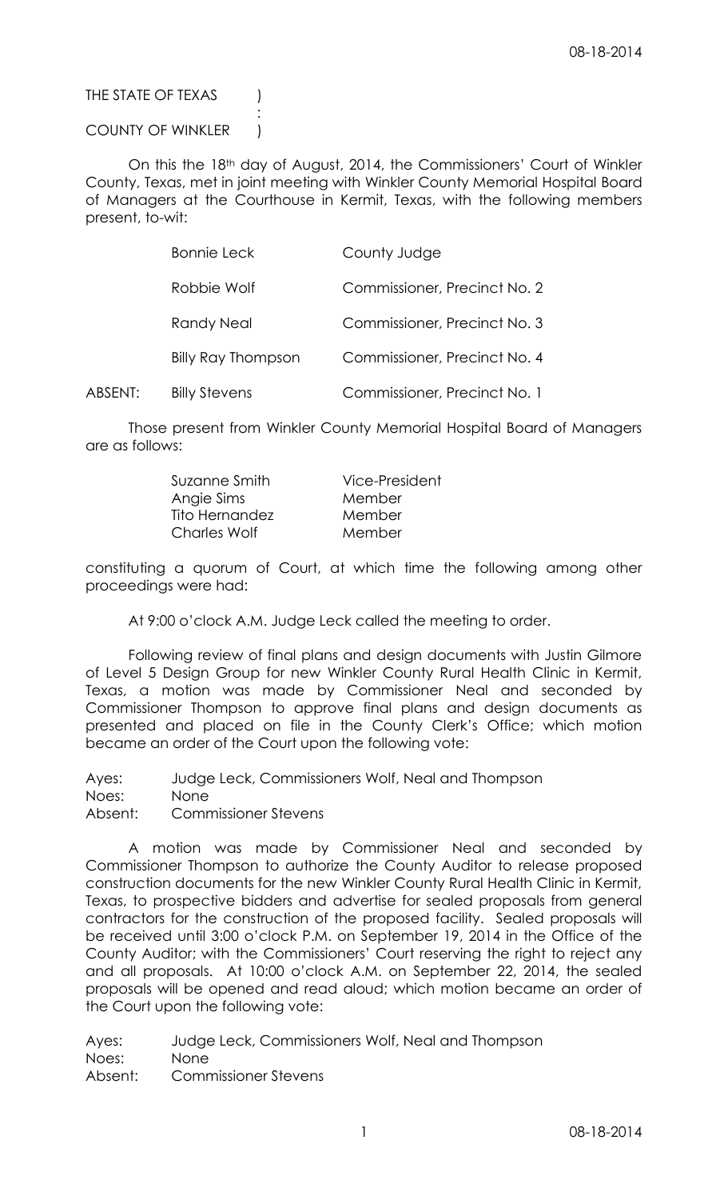THE STATE OF TEXAS )
:
COUNTY OF WINKLER )

On this the 18th day of August, 2014, the Commissioners' Court of Winkler County, Texas, met in joint meeting with Winkler County Memorial Hospital Board of Managers at the Courthouse in Kermit, Texas, with the following members present, to-wit:

| | | |
|---|---|---|
| | Bonnie Leck | County Judge |
| | Robbie Wolf | Commissioner, Precinct No. 2 |
| | Randy Neal | Commissioner, Precinct No. 3 |
| | Billy Ray Thompson | Commissioner, Precinct No. 4 |
| ABSENT: | Billy Stevens | Commissioner, Precinct No. 1 |

Those present from Winkler County Memorial Hospital Board of Managers are as follows:

| | |
|---|---|
| Suzanne Smith | Vice-President |
| Angie Sims | Member |
| Tito Hernandez | Member |
| Charles Wolf | Member |

constituting a quorum of Court, at which time the following among other proceedings were had:

At 9:00 o'clock A.M. Judge Leck called the meeting to order.

Following review of final plans and design documents with Justin Gilmore of Level 5 Design Group for new Winkler County Rural Health Clinic in Kermit, Texas, a motion was made by Commissioner Neal and seconded by Commissioner Thompson to approve final plans and design documents as presented and placed on file in the County Clerk's Office; which motion became an order of the Court upon the following vote:

Ayes: Judge Leck, Commissioners Wolf, Neal and Thompson
Noes: None
Absent: Commissioner Stevens

A motion was made by Commissioner Neal and seconded by Commissioner Thompson to authorize the County Auditor to release proposed construction documents for the new Winkler County Rural Health Clinic in Kermit, Texas, to prospective bidders and advertise for sealed proposals from general contractors for the construction of the proposed facility. Sealed proposals will be received until 3:00 o'clock P.M. on September 19, 2014 in the Office of the County Auditor; with the Commissioners' Court reserving the right to reject any and all proposals. At 10:00 o'clock A.M. on September 22, 2014, the sealed proposals will be opened and read aloud; which motion became an order of the Court upon the following vote:

Ayes: Judge Leck, Commissioners Wolf, Neal and Thompson
Noes: None
Absent: Commissioner Stevens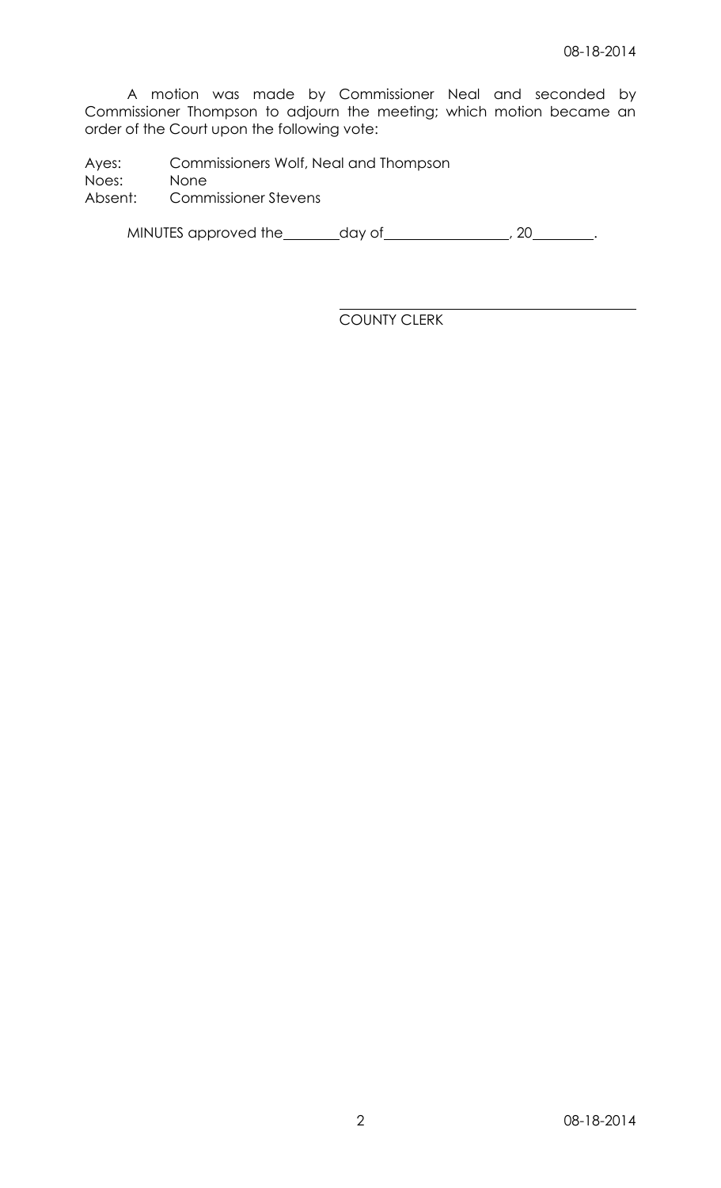A motion was made by Commissioner Neal and seconded by Commissioner Thompson to adjourn the meeting; which motion became an order of the Court upon the following vote:

Ayes: Commissioners Wolf, Neal and Thompson
Noes: None
Absent: Commissioner Stevens

MINUTES approved the\_\_\_\_\_\_\_day of\_\_\_\_\_\_\_\_\_\_\_\_\_\_\_\_, 20\_\_\_\_\_\_\_\_.

\_\_\_\_\_\_\_\_\_\_\_\_\_\_\_\_\_\_\_\_\_\_\_\_\_\_\_\_\_\_\_\_\_\_\_\_\_\_\_\_

COUNTY CLERK